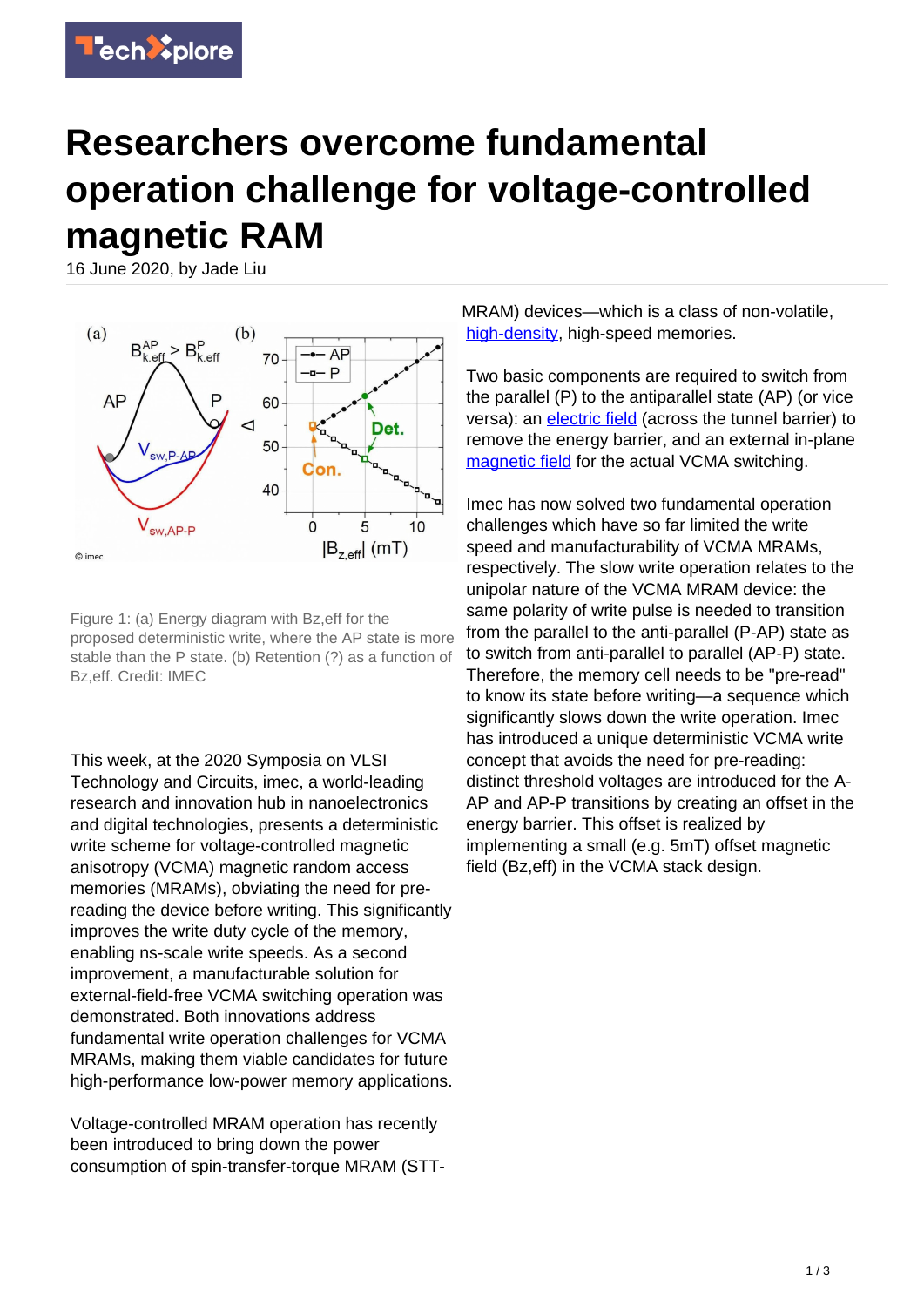# Researchers overcome fundamental operation challenge for voltage-controlled magnetic RAM

16 June 2020, by Jade Liu

Figure 1: (a) Energy diagram with Bz,eff for the proposed deterministic write, where the AP state is more stable than the P state. (b) Retention (?) as a function of Bz,eff. Credit: IMEC

This week, at the 2020 Symposia on VLSI Technology and Circuits, imec, a world-leading research and innovation hub in nanoelectronics and digital technologies, presents a deterministic write scheme for voltage-controlled magnetic anisotropy (VCMA) magnetic random access memories (MRAMs), obviating the need for pre-reading the device before writing. This significantly improves the write duty cycle of the memory, enabling ns-scale write speeds. As a second improvement, a manufacturable solution for external-field-free VCMA switching operation was demonstrated. Both innovations address fundamental write operation challenges for VCMA MRAMs, making them viable candidates for future high-performance low-power memory applications.

Voltage-controlled MRAM operation has recently been introduced to bring down the power consumption of spin-transfer-torque MRAM (STT-MRAM) devices—which is a class of non-volatile, high-density, high-speed memories.

Two basic components are required to switch from the parallel (P) to the antiparallel state (AP) (or vice versa): an electric field (across the tunnel barrier) to remove the energy barrier, and an external in-plane magnetic field for the actual VCMA switching.

Imec has now solved two fundamental operation challenges which have so far limited the write speed and manufacturability of VCMA MRAMs, respectively. The slow write operation relates to the unipolar nature of the VCMA MRAM device: the same polarity of write pulse is needed to transition from the parallel to the anti-parallel (P-AP) state as to switch from anti-parallel to parallel (AP-P) state. Therefore, the memory cell needs to be "pre-read" to know its state before writing—a sequence which significantly slows down the write operation. Imec has introduced a unique deterministic VCMA write concept that avoids the need for pre-reading: distinct threshold voltages are introduced for the A-AP and AP-P transitions by creating an offset in the energy barrier. This offset is realized by implementing a small (e.g. 5mT) offset magnetic field (Bz,eff) in the VCMA stack design.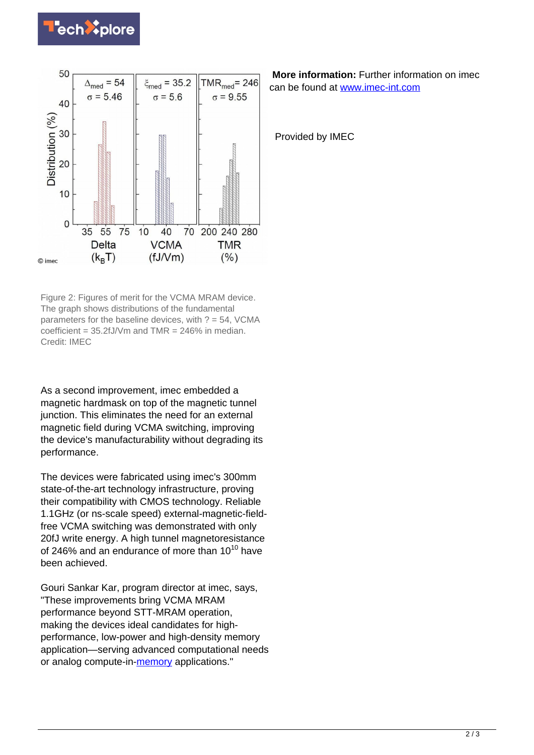Figure 2: Figures of merit for the VCMA MRAM device. The graph shows distributions of the fundamental parameters for the baseline devices, with ? = 54, VCMA coefficient = 35.2fJ/Vm and TMR = 246% in median. Credit: IMEC

As a second improvement, imec embedded a magnetic hardmask on top of the magnetic tunnel junction. This eliminates the need for an external magnetic field during VCMA switching, improving the device's manufacturability without degrading its performance.

The devices were fabricated using imec's 300mm state-of-the-art technology infrastructure, proving their compatibility with CMOS technology. Reliable 1.1GHz (or ns-scale speed) external-magnetic-field-free VCMA switching was demonstrated with only 20fJ write energy. A high tunnel magnetoresistance of 246% and an endurance of more than $10^{10}$ have been achieved.

Gouri Sankar Kar, program director at imec, says, "These improvements bring VCMA MRAM performance beyond STT-MRAM operation, making the devices ideal candidates for high-performance, low-power and high-density memory application—serving advanced computational needs or analog compute-in-memory applications."

**More information:** Further information on imec can be found at www.imec-int.com

Provided by IMEC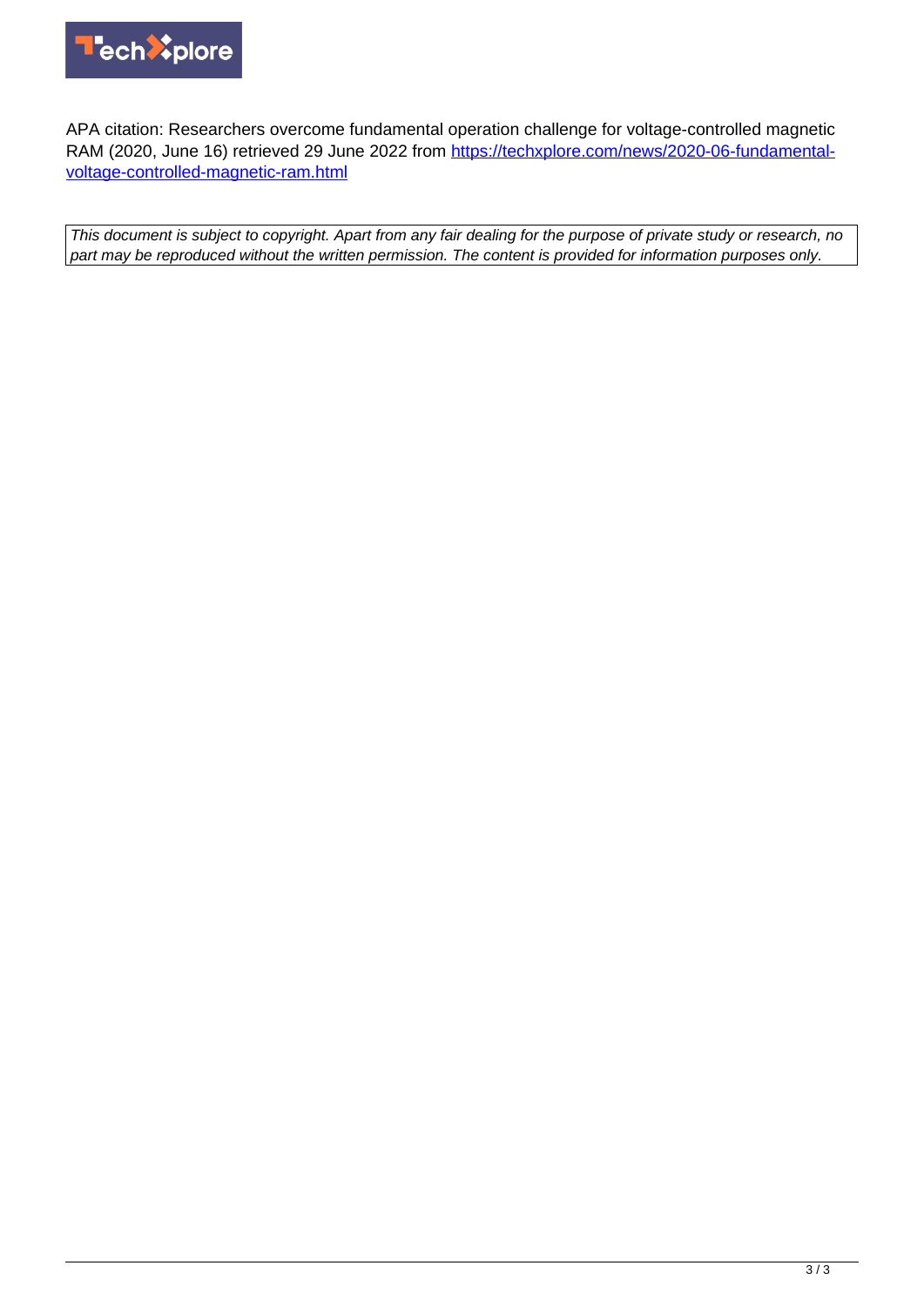APA citation: Researchers overcome fundamental operation challenge for voltage-controlled magnetic RAM (2020, June 16) retrieved 29 June 2022 from https://techxplore.com/news/2020-06-fundamental-voltage-controlled-magnetic-ram.html

*This document is subject to copyright. Apart from any fair dealing for the purpose of private study or research, no part may be reproduced without the written permission. The content is provided for information purposes only.*